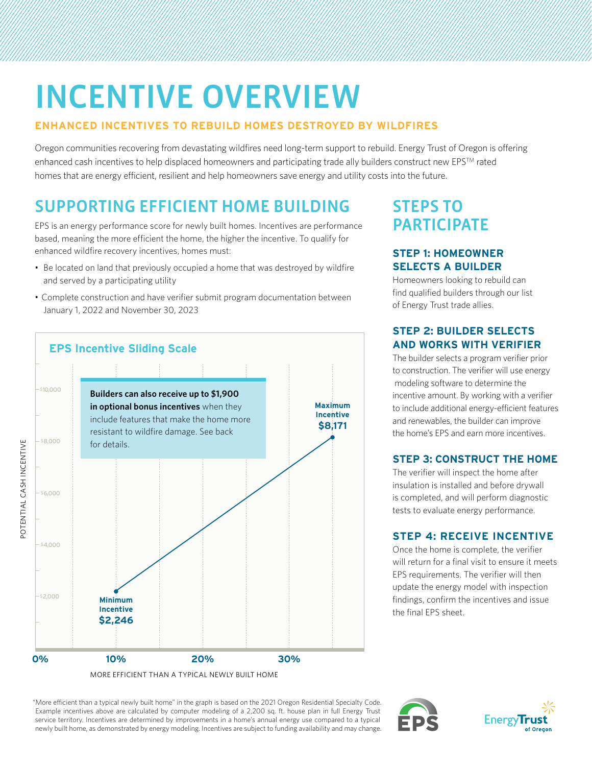# INCENTIVE OVERVIEW

**ENHANCED INCENTIVES TO REBUILD HOMES DESTROYED BY WILDFIRES**

Oregon communities recovering from devastating wildfires need long-term support to rebuild. Energy Trust of Oregon is offering enhanced cash incentives to help displaced homeowners and participating trade ally builders construct new EPS™ rated homes that are energy efficient, resilient and help homeowners save energy and utility costs into the future.

## SUPPORTING EFFICIENT HOME BUILDING

EPS is an energy performance score for newly built homes. Incentives are performance based, meaning the more efficient the home, the higher the incentive. To qualify for enhanced wildfire recovery incentives, homes must:

- Be located on land that previously occupied a home that was destroyed by wildfire and served by a participating utility
- Complete construction and have verifier submit program documentation between January 1, 2022 and November 30, 2023

### EPS Incentive Sliding Scale

**Builders can also receive up to $1,900 in optional bonus incentives** when they include features that make the home more resistant to wildfire damage. See back for details.

**Minimum Incentive $2,246** (at 10%)

**Maximum Incentive $8,171**

POTENTIAL CASH INCENTIVE: $2,000 – $10,000

MORE EFFICIENT THAN A TYPICAL NEWLY BUILT HOME: 0% – 30%

## STEPS TO PARTICIPATE

### STEP 1: HOMEOWNER SELECTS A BUILDER

Homeowners looking to rebuild can find qualified builders through our list of Energy Trust trade allies.

### STEP 2: BUILDER SELECTS AND WORKS WITH VERIFIER

The builder selects a program verifier prior to construction. The verifier will use energy modeling software to determine the incentive amount. By working with a verifier to include additional energy-efficient features and renewables, the builder can improve the home's EPS and earn more incentives.

### STEP 3: CONSTRUCT THE HOME

The verifier will inspect the home after insulation is installed and before drywall is completed, and will perform diagnostic tests to evaluate energy performance.

### STEP 4: RECEIVE INCENTIVE

Once the home is complete, the verifier will return for a final visit to ensure it meets EPS requirements. The verifier will then update the energy model with inspection findings, confirm the incentives and issue the final EPS sheet.

"More efficient than a typical newly built home" in the graph is based on the 2021 Oregon Residential Specialty Code. Example incentives above are calculated by computer modeling of a 2,200 sq. ft. house plan in full Energy Trust service territory. Incentives are determined by improvements in a home's annual energy use compared to a typical newly built home, as demonstrated by energy modeling. Incentives are subject to funding availability and may change.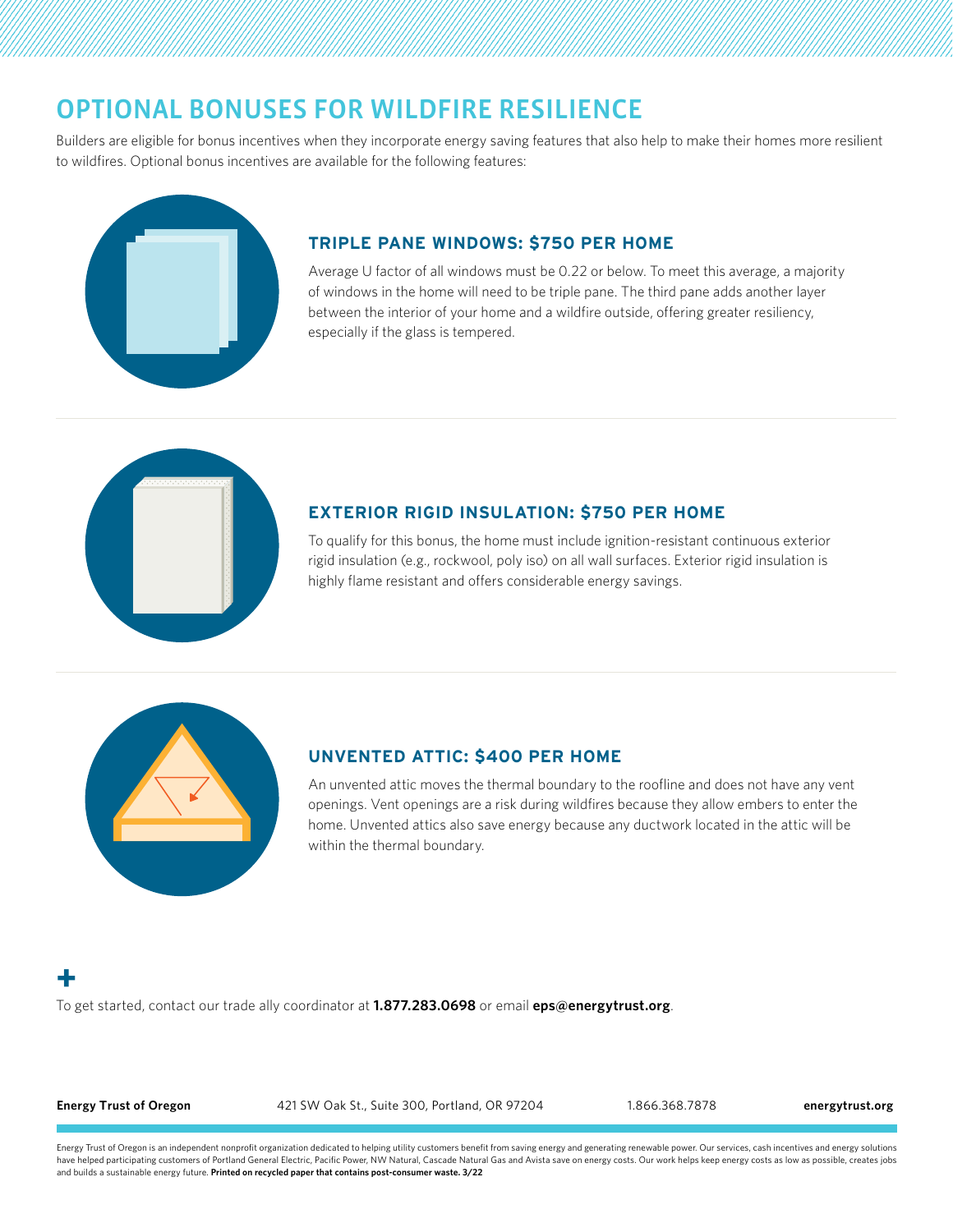# OPTIONAL BONUSES FOR WILDFIRE RESILIENCE

Builders are eligible for bonus incentives when they incorporate energy saving features that also help to make their homes more resilient to wildfires. Optional bonus incentives are available for the following features:

## TRIPLE PANE WINDOWS: $750 PER HOME

Average U factor of all windows must be 0.22 or below. To meet this average, a majority of windows in the home will need to be triple pane. The third pane adds another layer between the interior of your home and a wildfire outside, offering greater resiliency, especially if the glass is tempered.

## EXTERIOR RIGID INSULATION: $750 PER HOME

To qualify for this bonus, the home must include ignition-resistant continuous exterior rigid insulation (e.g., rockwool, poly iso) on all wall surfaces. Exterior rigid insulation is highly flame resistant and offers considerable energy savings.

## UNVENTED ATTIC: $400 PER HOME

An unvented attic moves the thermal boundary to the roofline and does not have any vent openings. Vent openings are a risk during wildfires because they allow embers to enter the home. Unvented attics also save energy because any ductwork located in the attic will be within the thermal boundary.

To get started, contact our trade ally coordinator at **1.877.283.0698** or email **eps@energytrust.org**.

**Energy Trust of Oregon** 421 SW Oak St., Suite 300, Portland, OR 97204 1.866.368.7878 **energytrust.org**

Energy Trust of Oregon is an independent nonprofit organization dedicated to helping utility customers benefit from saving energy and generating renewable power. Our services, cash incentives and energy solutions have helped participating customers of Portland General Electric, Pacific Power, NW Natural, Cascade Natural Gas and Avista save on energy costs. Our work helps keep energy costs as low as possible, creates jobs and builds a sustainable energy future. **Printed on recycled paper that contains post-consumer waste. 3/22**